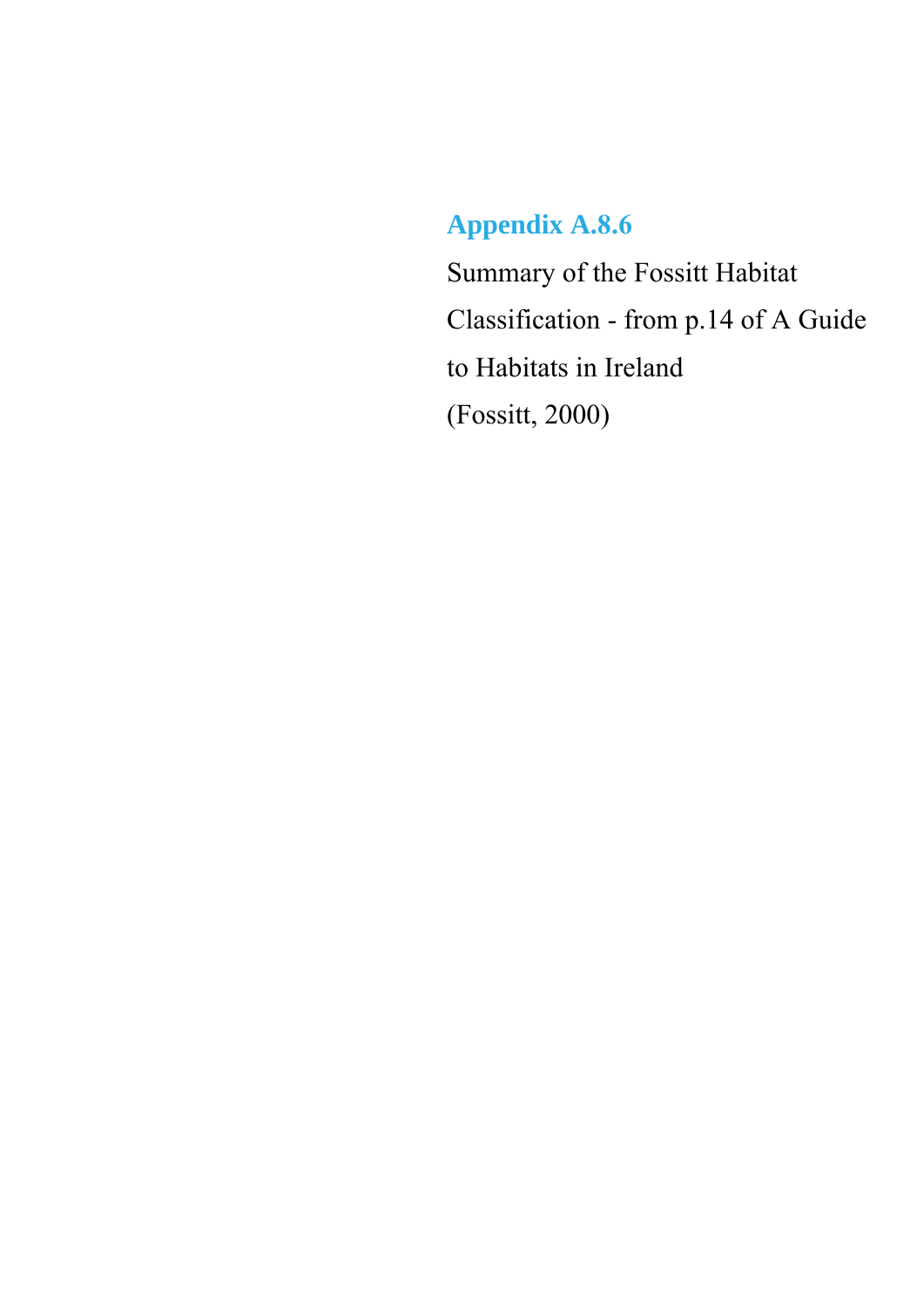# Appendix A.8.6

Summary of the Fossitt Habitat Classification - from p.14 of A Guide to Habitats in Ireland (Fossitt, 2000)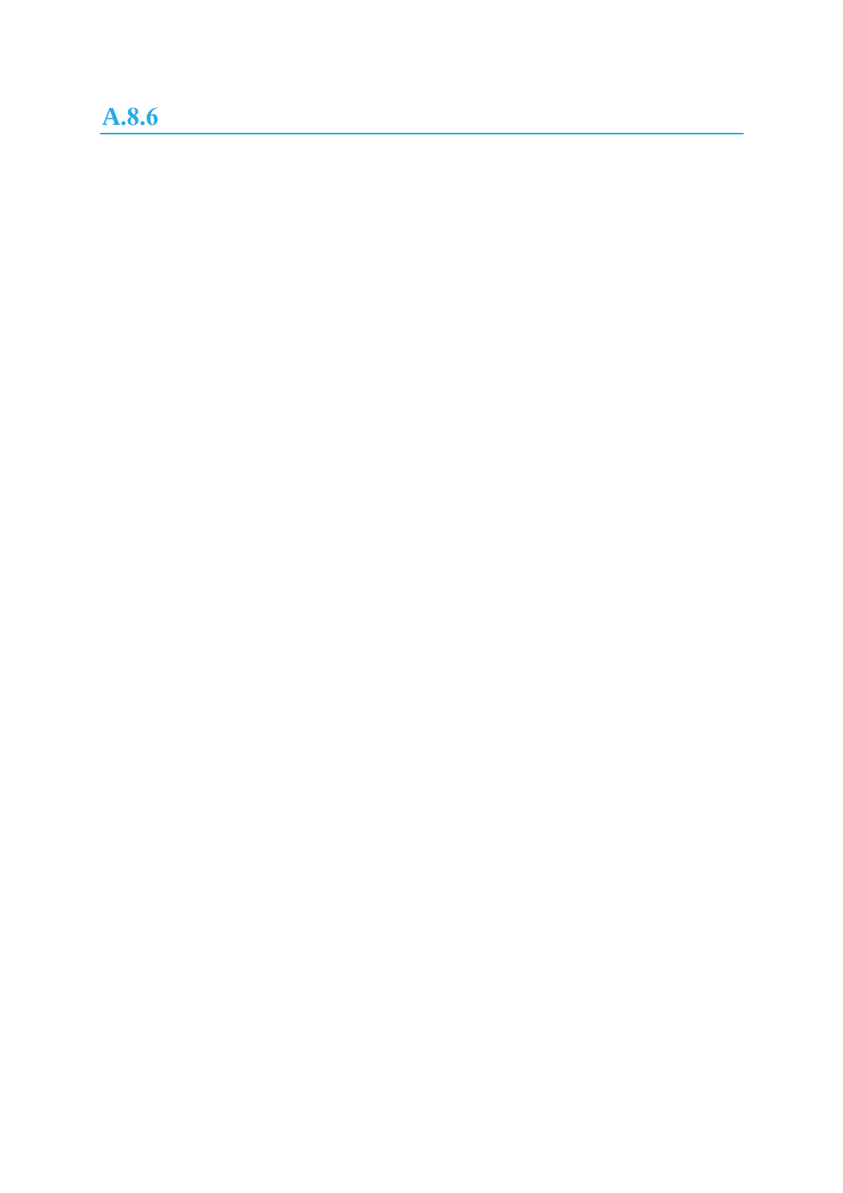## A.8.6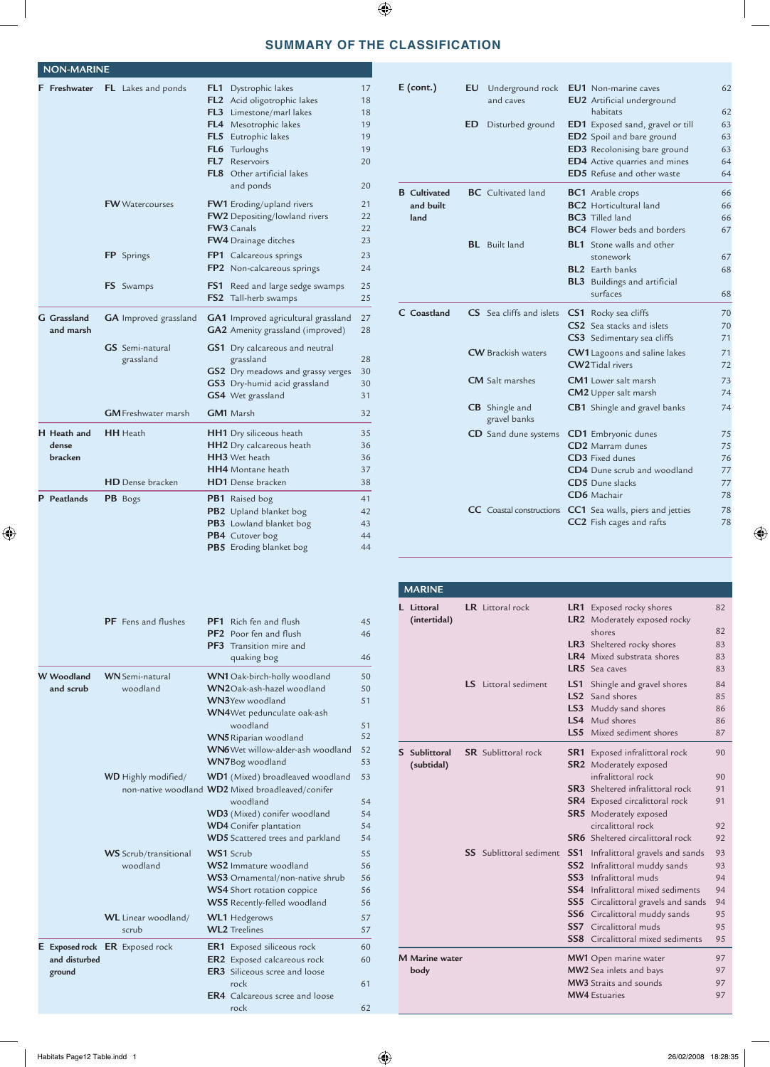# SUMMARY OF THE CLASSIFICATION

## NON-MARINE

| Level 1 | Level 2 | Level 3 | Page |
|---|---|---|---|
| **F** Freshwater | **FL** Lakes and ponds | **FL1** Dystrophic lakes | 17 |
| | | **FL2** Acid oligotrophic lakes | 18 |
| | | **FL3** Limestone/marl lakes | 18 |
| | | **FL4** Mesotrophic lakes | 19 |
| | | **FL5** Eutrophic lakes | 19 |
| | | **FL6** Turloughs | 19 |
| | | **FL7** Reservoirs | 20 |
| | | **FL8** Other artificial lakes and ponds | 20 |
| | **FW** Watercourses | **FW1** Eroding/upland rivers | 21 |
| | | **FW2** Depositing/lowland rivers | 22 |
| | | **FW3** Canals | 22 |
| | | **FW4** Drainage ditches | 23 |
| | **FP** Springs | **FP1** Calcareous springs | 23 |
| | | **FP2** Non-calcareous springs | 24 |
| | **FS** Swamps | **FS1** Reed and large sedge swamps | 25 |
| | | **FS2** Tall-herb swamps | 25 |
| **G** Grassland and marsh | **GA** Improved grassland | **GA1** Improved agricultural grassland | 27 |
| | | **GA2** Amenity grassland (improved) | 28 |
| | **GS** Semi-natural grassland | **GS1** Dry calcareous and neutral grassland | 28 |
| | | **GS2** Dry meadows and grassy verges | 30 |
| | | **GS3** Dry-humid acid grassland | 30 |
| | | **GS4** Wet grassland | 31 |
| | **GM** Freshwater marsh | **GM1** Marsh | 32 |
| **H** Heath and dense bracken | **HH** Heath | **HH1** Dry siliceous heath | 35 |
| | | **HH2** Dry calcareous heath | 36 |
| | | **HH3** Wet heath | 36 |
| | | **HH4** Montane heath | 37 |
| | **HD** Dense bracken | **HD1** Dense bracken | 38 |
| **P** Peatlands | **PB** Bogs | **PB1** Raised bog | 41 |
| | | **PB2** Upland blanket bog | 42 |
| | | **PB3** Lowland blanket bog | 43 |
| | | **PB4** Cutover bog | 44 |
| | | **PB5** Eroding blanket bog | 44 |
| | **PF** Fens and flushes | **PF1** Rich fen and flush | 45 |
| | | **PF2** Poor fen and flush | 46 |
| | | **PF3** Transition mire and quaking bog | 46 |
| **W** Woodland and scrub | **WN** Semi-natural woodland | **WN1** Oak-birch-holly woodland | 50 |
| | | **WN2** Oak-ash-hazel woodland | 50 |
| | | **WN3** Yew woodland | 51 |
| | | **WN4** Wet pedunculate oak-ash woodland | 51 |
| | | **WN5** Riparian woodland | 52 |
| | | **WN6** Wet willow-alder-ash woodland | 52 |
| | | **WN7** Bog woodland | 53 |
| | **WD** Highly modified/non-native woodland | **WD1** (Mixed) broadleaved woodland | 53 |
| | | **WD2** Mixed broadleaved/conifer woodland | 54 |
| | | **WD3** (Mixed) conifer woodland | 54 |
| | | **WD4** Conifer plantation | 54 |
| | | **WD5** Scattered trees and parkland | 54 |
| | **WS** Scrub/transitional woodland | **WS1** Scrub | 55 |
| | | **WS2** Immature woodland | 56 |
| | | **WS3** Ornamental/non-native shrub | 56 |
| | | **WS4** Short rotation coppice | 56 |
| | | **WS5** Recently-felled woodland | 56 |
| | **WL** Linear woodland/scrub | **WL1** Hedgerows | 57 |
| | | **WL2** Treelines | 57 |
| **E** Exposed rock and disturbed ground | **ER** Exposed rock | **ER1** Exposed siliceous rock | 60 |
| | | **ER2** Exposed calcareous rock | 60 |
| | | **ER3** Siliceous scree and loose rock | 61 |
| | | **ER4** Calcareous scree and loose rock | 62 |
| **E** (cont.) | **EU** Underground rock and caves | **EU1** Non-marine caves | 62 |
| | | **EU2** Artificial underground habitats | 62 |
| | **ED** Disturbed ground | **ED1** Exposed sand, gravel or till | 63 |
| | | **ED2** Spoil and bare ground | 63 |
| | | **ED3** Recolonising bare ground | 63 |
| | | **ED4** Active quarries and mines | 64 |
| | | **ED5** Refuse and other waste | 64 |
| **B** Cultivated and built land | **BC** Cultivated land | **BC1** Arable crops | 66 |
| | | **BC2** Horticultural land | 66 |
| | | **BC3** Tilled land | 66 |
| | | **BC4** Flower beds and borders | 67 |
| | **BL** Built land | **BL1** Stone walls and other stonework | 67 |
| | | **BL2** Earth banks | 68 |
| | | **BL3** Buildings and artificial surfaces | 68 |
| **C** Coastland | **CS** Sea cliffs and islets | **CS1** Rocky sea cliffs | 70 |
| | | **CS2** Sea stacks and islets | 70 |
| | | **CS3** Sedimentary sea cliffs | 71 |
| | **CW** Brackish waters | **CW1** Lagoons and saline lakes | 71 |
| | | **CW2** Tidal rivers | 72 |
| | **CM** Salt marshes | **CM1** Lower salt marsh | 73 |
| | | **CM2** Upper salt marsh | 74 |
| | **CB** Shingle and gravel banks | **CB1** Shingle and gravel banks | 74 |
| | **CD** Sand dune systems | **CD1** Embryonic dunes | 75 |
| | | **CD2** Marram dunes | 75 |
| | | **CD3** Fixed dunes | 76 |
| | | **CD4** Dune scrub and woodland | 77 |
| | | **CD5** Dune slacks | 77 |
| | | **CD6** Machair | 78 |
| | **CC** Coastal constructions | **CC1** Sea walls, piers and jetties | 78 |
| | | **CC2** Fish cages and rafts | 78 |

## MARINE

| Level 1 | Level 2 | Level 3 | Page |
|---|---|---|---|
| **L** Littoral (intertidal) | **LR** Littoral rock | **LR1** Exposed rocky shores | 82 |
| | | **LR2** Moderately exposed rocky shores | 82 |
| | | **LR3** Sheltered rocky shores | 83 |
| | | **LR4** Mixed substrata shores | 83 |
| | | **LR5** Sea caves | 83 |
| | **LS** Littoral sediment | **LS1** Shingle and gravel shores | 84 |
| | | **LS2** Sand shores | 85 |
| | | **LS3** Muddy sand shores | 86 |
| | | **LS4** Mud shores | 86 |
| | | **LS5** Mixed sediment shores | 87 |
| **S** Sublittoral (subtidal) | **SR** Sublittoral rock | **SR1** Exposed infralittoral rock | 90 |
| | | **SR2** Moderately exposed infralittoral rock | 90 |
| | | **SR3** Sheltered infralittoral rock | 91 |
| | | **SR4** Exposed circalittoral rock | 91 |
| | | **SR5** Moderately exposed circalittoral rock | 92 |
| | | **SR6** Sheltered circalittoral rock | 92 |
| | **SS** Sublittoral sediment | **SS1** Infralittoral gravels and sands | 93 |
| | | **SS2** Infralittoral muddy sands | 93 |
| | | **SS3** Infralittoral muds | 94 |
| | | **SS4** Infralittoral mixed sediments | 94 |
| | | **SS5** Circalittoral gravels and sands | 94 |
| | | **SS6** Circalittoral muddy sands | 95 |
| | | **SS7** Circalittoral muds | 95 |
| | | **SS8** Circalittoral mixed sediments | 95 |
| **M** Marine water body | | **MW1** Open marine water | 97 |
| | | **MW2** Sea inlets and bays | 97 |
| | | **MW3** Straits and sounds | 97 |
| | | **MW4** Estuaries | 97 |